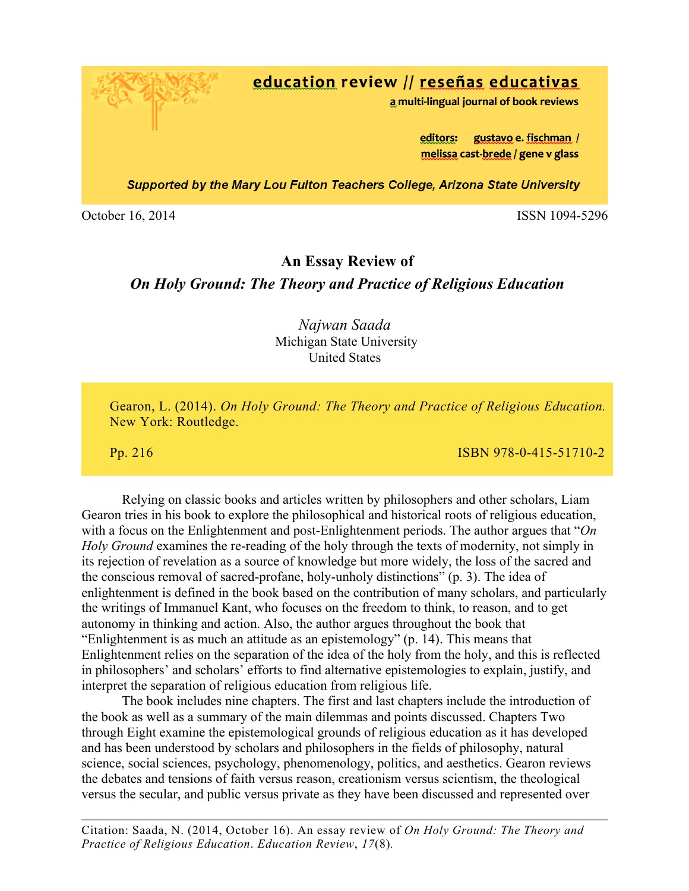**education review // reseñas educativas**
**a multi-lingual journal of book reviews**

**editors: gustavo e. fischman / melissa cast-brede / gene v glass**

***Supported by the Mary Lou Fulton Teachers College, Arizona State University***

October 16, 2014 ISSN 1094-5296

# An Essay Review of *On Holy Ground: The Theory and Practice of Religious Education*

*Najwan Saada*
Michigan State University
United States

Gearon, L. (2014). *On Holy Ground: The Theory and Practice of Religious Education.* New York: Routledge.

Pp. 216 ISBN 978-0-415-51710-2

Relying on classic books and articles written by philosophers and other scholars, Liam Gearon tries in his book to explore the philosophical and historical roots of religious education, with a focus on the Enlightenment and post-Enlightenment periods. The author argues that "*On Holy Ground* examines the re-reading of the holy through the texts of modernity, not simply in its rejection of revelation as a source of knowledge but more widely, the loss of the sacred and the conscious removal of sacred-profane, holy-unholy distinctions" (p. 3). The idea of enlightenment is defined in the book based on the contribution of many scholars, and particularly the writings of Immanuel Kant, who focuses on the freedom to think, to reason, and to get autonomy in thinking and action. Also, the author argues throughout the book that "Enlightenment is as much an attitude as an epistemology" (p. 14). This means that Enlightenment relies on the separation of the idea of the holy from the holy, and this is reflected in philosophers' and scholars' efforts to find alternative epistemologies to explain, justify, and interpret the separation of religious education from religious life.

The book includes nine chapters. The first and last chapters include the introduction of the book as well as a summary of the main dilemmas and points discussed. Chapters Two through Eight examine the epistemological grounds of religious education as it has developed and has been understood by scholars and philosophers in the fields of philosophy, natural science, social sciences, psychology, phenomenology, politics, and aesthetics. Gearon reviews the debates and tensions of faith versus reason, creationism versus scientism, the theological versus the secular, and public versus private as they have been discussed and represented over

Citation: Saada, N. (2014, October 16). An essay review of *On Holy Ground: The Theory and Practice of Religious Education*. *Education Review*, *17*(8).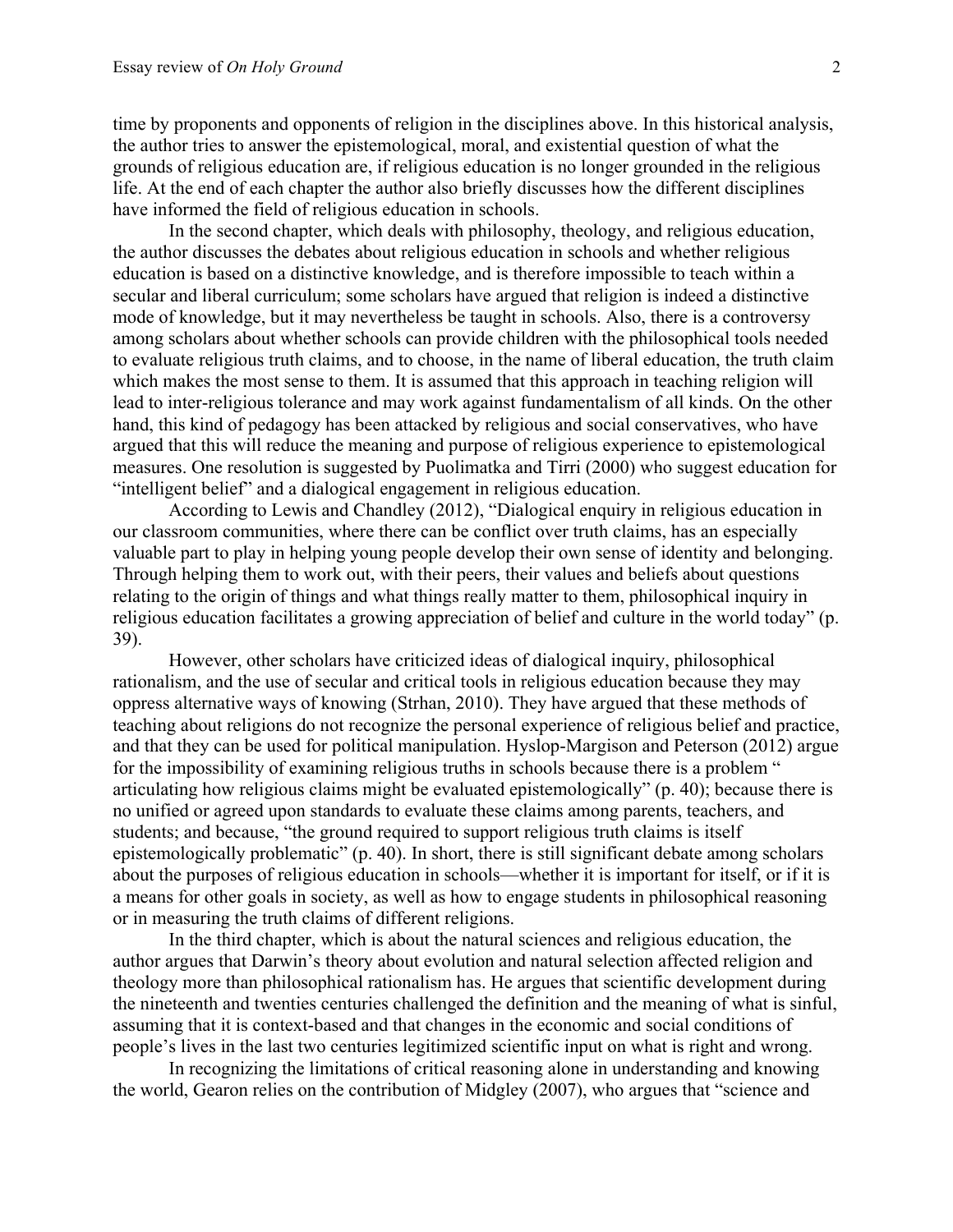time by proponents and opponents of religion in the disciplines above. In this historical analysis, the author tries to answer the epistemological, moral, and existential question of what the grounds of religious education are, if religious education is no longer grounded in the religious life. At the end of each chapter the author also briefly discusses how the different disciplines have informed the field of religious education in schools.

In the second chapter, which deals with philosophy, theology, and religious education, the author discusses the debates about religious education in schools and whether religious education is based on a distinctive knowledge, and is therefore impossible to teach within a secular and liberal curriculum; some scholars have argued that religion is indeed a distinctive mode of knowledge, but it may nevertheless be taught in schools. Also, there is a controversy among scholars about whether schools can provide children with the philosophical tools needed to evaluate religious truth claims, and to choose, in the name of liberal education, the truth claim which makes the most sense to them. It is assumed that this approach in teaching religion will lead to inter-religious tolerance and may work against fundamentalism of all kinds. On the other hand, this kind of pedagogy has been attacked by religious and social conservatives, who have argued that this will reduce the meaning and purpose of religious experience to epistemological measures. One resolution is suggested by Puolimatka and Tirri (2000) who suggest education for "intelligent belief" and a dialogical engagement in religious education.

According to Lewis and Chandley (2012), "Dialogical enquiry in religious education in our classroom communities, where there can be conflict over truth claims, has an especially valuable part to play in helping young people develop their own sense of identity and belonging. Through helping them to work out, with their peers, their values and beliefs about questions relating to the origin of things and what things really matter to them, philosophical inquiry in religious education facilitates a growing appreciation of belief and culture in the world today" (p. 39).

However, other scholars have criticized ideas of dialogical inquiry, philosophical rationalism, and the use of secular and critical tools in religious education because they may oppress alternative ways of knowing (Strhan, 2010). They have argued that these methods of teaching about religions do not recognize the personal experience of religious belief and practice, and that they can be used for political manipulation. Hyslop-Margison and Peterson (2012) argue for the impossibility of examining religious truths in schools because there is a problem " articulating how religious claims might be evaluated epistemologically" (p. 40); because there is no unified or agreed upon standards to evaluate these claims among parents, teachers, and students; and because, "the ground required to support religious truth claims is itself epistemologically problematic" (p. 40). In short, there is still significant debate among scholars about the purposes of religious education in schools—whether it is important for itself, or if it is a means for other goals in society, as well as how to engage students in philosophical reasoning or in measuring the truth claims of different religions.

In the third chapter, which is about the natural sciences and religious education, the author argues that Darwin's theory about evolution and natural selection affected religion and theology more than philosophical rationalism has. He argues that scientific development during the nineteenth and twenties centuries challenged the definition and the meaning of what is sinful, assuming that it is context-based and that changes in the economic and social conditions of people's lives in the last two centuries legitimized scientific input on what is right and wrong.

In recognizing the limitations of critical reasoning alone in understanding and knowing the world, Gearon relies on the contribution of Midgley (2007), who argues that "science and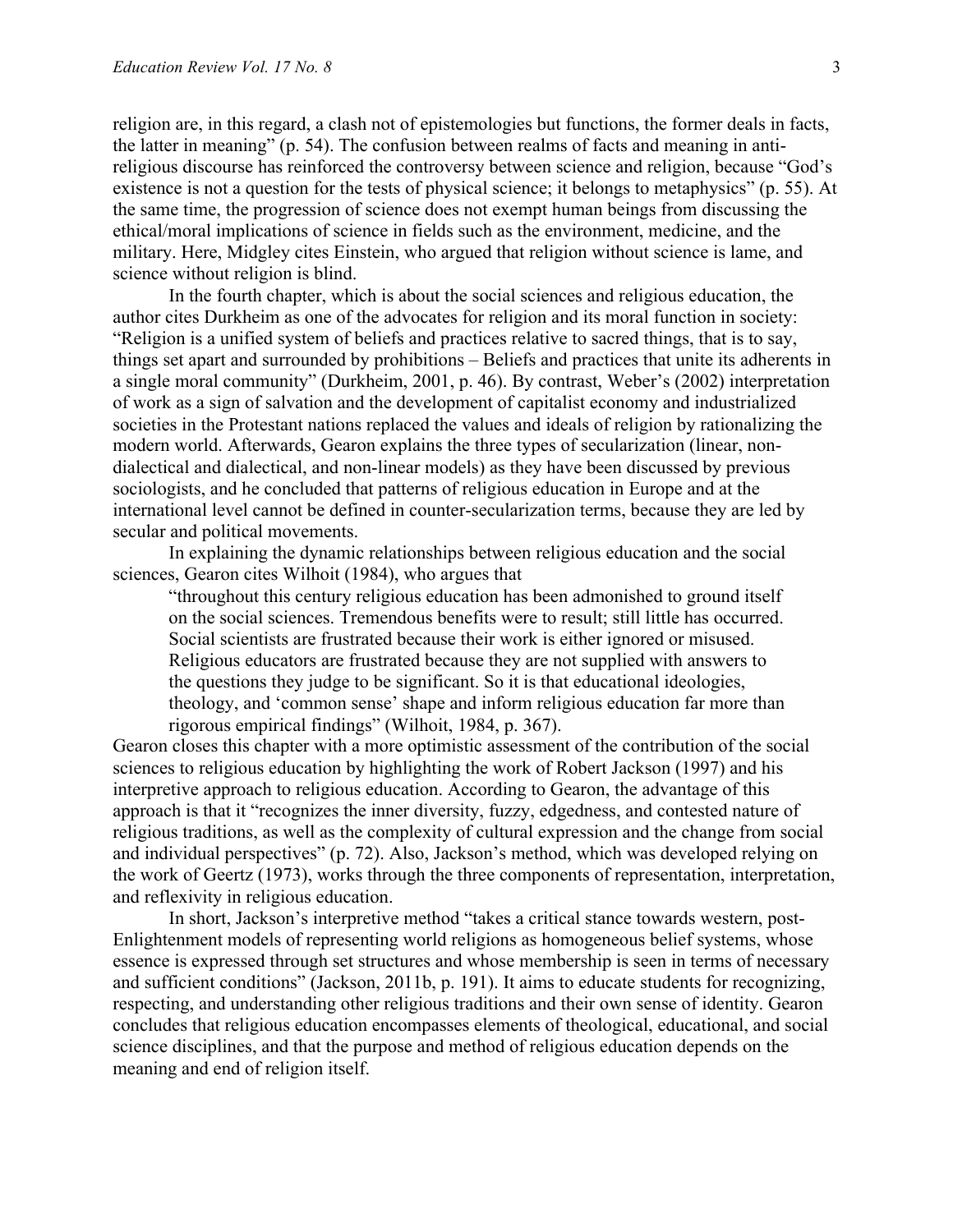religion are, in this regard, a clash not of epistemologies but functions, the former deals in facts, the latter in meaning" (p. 54). The confusion between realms of facts and meaning in anti-religious discourse has reinforced the controversy between science and religion, because "God's existence is not a question for the tests of physical science; it belongs to metaphysics" (p. 55). At the same time, the progression of science does not exempt human beings from discussing the ethical/moral implications of science in fields such as the environment, medicine, and the military. Here, Midgley cites Einstein, who argued that religion without science is lame, and science without religion is blind.

In the fourth chapter, which is about the social sciences and religious education, the author cites Durkheim as one of the advocates for religion and its moral function in society: "Religion is a unified system of beliefs and practices relative to sacred things, that is to say, things set apart and surrounded by prohibitions – Beliefs and practices that unite its adherents in a single moral community" (Durkheim, 2001, p. 46). By contrast, Weber's (2002) interpretation of work as a sign of salvation and the development of capitalist economy and industrialized societies in the Protestant nations replaced the values and ideals of religion by rationalizing the modern world. Afterwards, Gearon explains the three types of secularization (linear, non-dialectical and dialectical, and non-linear models) as they have been discussed by previous sociologists, and he concluded that patterns of religious education in Europe and at the international level cannot be defined in counter-secularization terms, because they are led by secular and political movements.

In explaining the dynamic relationships between religious education and the social sciences, Gearon cites Wilhoit (1984), who argues that

> "throughout this century religious education has been admonished to ground itself on the social sciences. Tremendous benefits were to result; still little has occurred. Social scientists are frustrated because their work is either ignored or misused. Religious educators are frustrated because they are not supplied with answers to the questions they judge to be significant. So it is that educational ideologies, theology, and 'common sense' shape and inform religious education far more than rigorous empirical findings" (Wilhoit, 1984, p. 367).

Gearon closes this chapter with a more optimistic assessment of the contribution of the social sciences to religious education by highlighting the work of Robert Jackson (1997) and his interpretive approach to religious education. According to Gearon, the advantage of this approach is that it "recognizes the inner diversity, fuzzy, edgedness, and contested nature of religious traditions, as well as the complexity of cultural expression and the change from social and individual perspectives" (p. 72). Also, Jackson's method, which was developed relying on the work of Geertz (1973), works through the three components of representation, interpretation, and reflexivity in religious education.

In short, Jackson's interpretive method "takes a critical stance towards western, post-Enlightenment models of representing world religions as homogeneous belief systems, whose essence is expressed through set structures and whose membership is seen in terms of necessary and sufficient conditions" (Jackson, 2011b, p. 191). It aims to educate students for recognizing, respecting, and understanding other religious traditions and their own sense of identity. Gearon concludes that religious education encompasses elements of theological, educational, and social science disciplines, and that the purpose and method of religious education depends on the meaning and end of religion itself.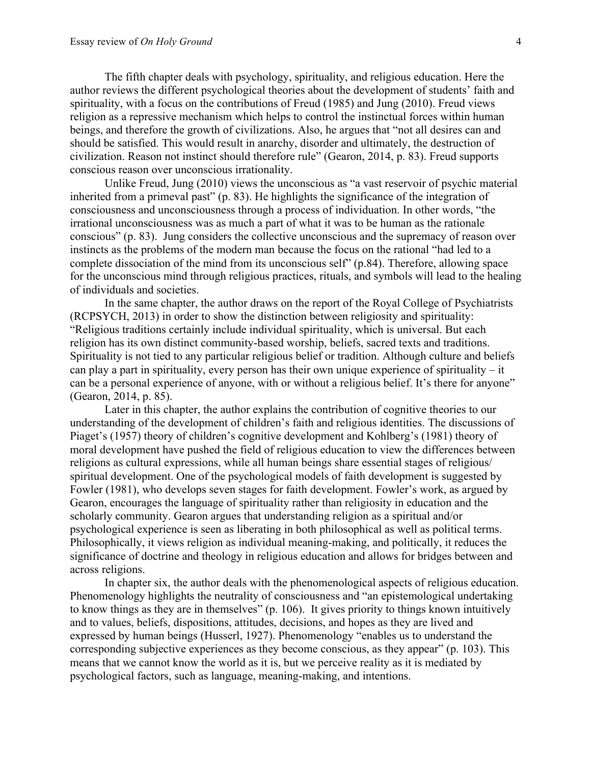The fifth chapter deals with psychology, spirituality, and religious education. Here the author reviews the different psychological theories about the development of students' faith and spirituality, with a focus on the contributions of Freud (1985) and Jung (2010). Freud views religion as a repressive mechanism which helps to control the instinctual forces within human beings, and therefore the growth of civilizations. Also, he argues that "not all desires can and should be satisfied. This would result in anarchy, disorder and ultimately, the destruction of civilization. Reason not instinct should therefore rule" (Gearon, 2014, p. 83). Freud supports conscious reason over unconscious irrationality.

Unlike Freud, Jung (2010) views the unconscious as "a vast reservoir of psychic material inherited from a primeval past" (p. 83). He highlights the significance of the integration of consciousness and unconsciousness through a process of individuation. In other words, "the irrational unconsciousness was as much a part of what it was to be human as the rationale conscious" (p. 83). Jung considers the collective unconscious and the supremacy of reason over instincts as the problems of the modern man because the focus on the rational "had led to a complete dissociation of the mind from its unconscious self" (p.84). Therefore, allowing space for the unconscious mind through religious practices, rituals, and symbols will lead to the healing of individuals and societies.

In the same chapter, the author draws on the report of the Royal College of Psychiatrists (RCPSYCH, 2013) in order to show the distinction between religiosity and spirituality: "Religious traditions certainly include individual spirituality, which is universal. But each religion has its own distinct community-based worship, beliefs, sacred texts and traditions. Spirituality is not tied to any particular religious belief or tradition. Although culture and beliefs can play a part in spirituality, every person has their own unique experience of spirituality – it can be a personal experience of anyone, with or without a religious belief. It's there for anyone" (Gearon, 2014, p. 85).

Later in this chapter, the author explains the contribution of cognitive theories to our understanding of the development of children's faith and religious identities. The discussions of Piaget's (1957) theory of children's cognitive development and Kohlberg's (1981) theory of moral development have pushed the field of religious education to view the differences between religions as cultural expressions, while all human beings share essential stages of religious/spiritual development. One of the psychological models of faith development is suggested by Fowler (1981), who develops seven stages for faith development. Fowler's work, as argued by Gearon, encourages the language of spirituality rather than religiosity in education and the scholarly community. Gearon argues that understanding religion as a spiritual and/or psychological experience is seen as liberating in both philosophical as well as political terms. Philosophically, it views religion as individual meaning-making, and politically, it reduces the significance of doctrine and theology in religious education and allows for bridges between and across religions.

In chapter six, the author deals with the phenomenological aspects of religious education. Phenomenology highlights the neutrality of consciousness and "an epistemological undertaking to know things as they are in themselves" (p. 106). It gives priority to things known intuitively and to values, beliefs, dispositions, attitudes, decisions, and hopes as they are lived and expressed by human beings (Husserl, 1927). Phenomenology "enables us to understand the corresponding subjective experiences as they become conscious, as they appear" (p. 103). This means that we cannot know the world as it is, but we perceive reality as it is mediated by psychological factors, such as language, meaning-making, and intentions.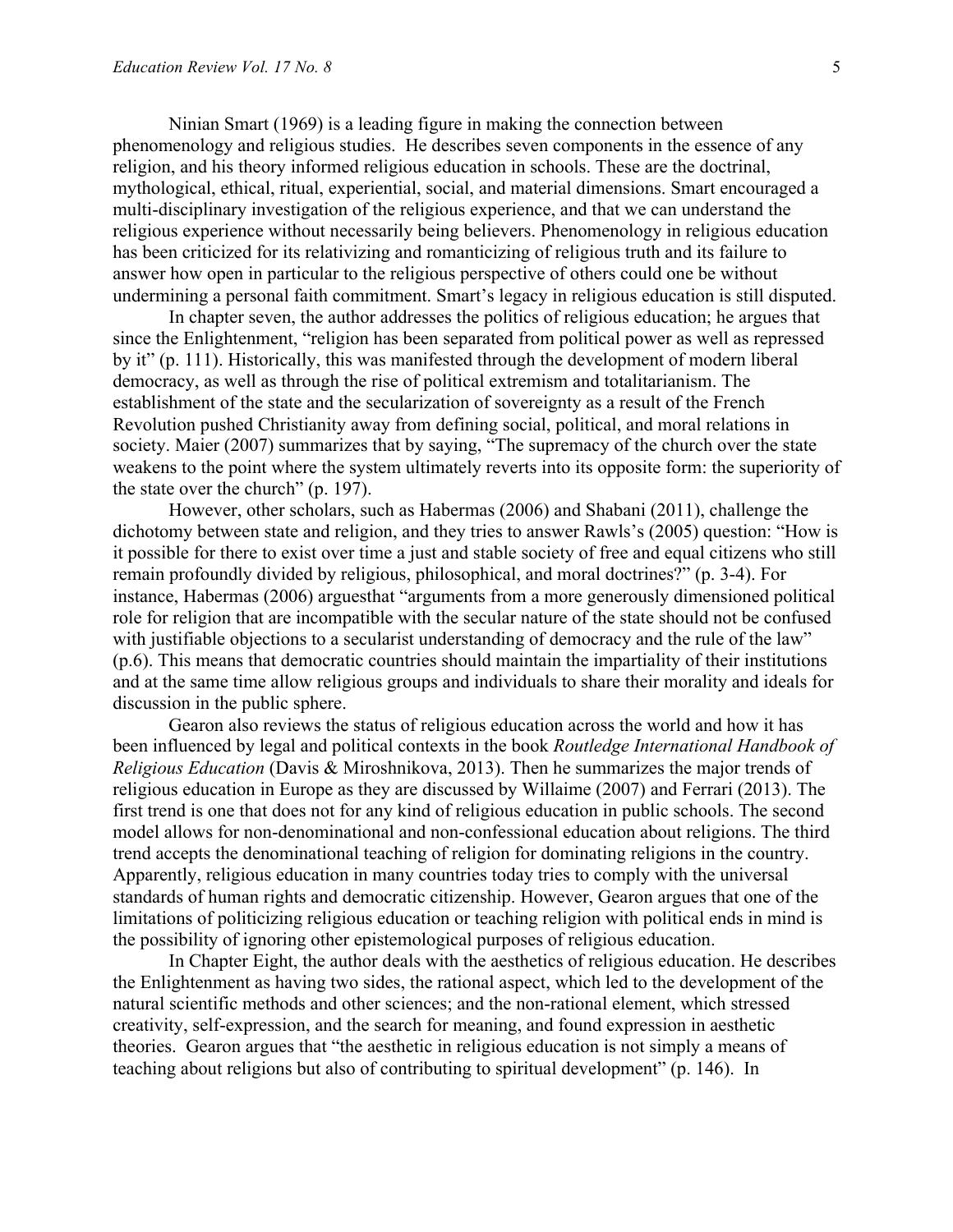Ninian Smart (1969) is a leading figure in making the connection between phenomenology and religious studies. He describes seven components in the essence of any religion, and his theory informed religious education in schools. These are the doctrinal, mythological, ethical, ritual, experiential, social, and material dimensions. Smart encouraged a multi-disciplinary investigation of the religious experience, and that we can understand the religious experience without necessarily being believers. Phenomenology in religious education has been criticized for its relativizing and romanticizing of religious truth and its failure to answer how open in particular to the religious perspective of others could one be without undermining a personal faith commitment. Smart's legacy in religious education is still disputed.

In chapter seven, the author addresses the politics of religious education; he argues that since the Enlightenment, "religion has been separated from political power as well as repressed by it" (p. 111). Historically, this was manifested through the development of modern liberal democracy, as well as through the rise of political extremism and totalitarianism. The establishment of the state and the secularization of sovereignty as a result of the French Revolution pushed Christianity away from defining social, political, and moral relations in society. Maier (2007) summarizes that by saying, "The supremacy of the church over the state weakens to the point where the system ultimately reverts into its opposite form: the superiority of the state over the church" (p. 197).

However, other scholars, such as Habermas (2006) and Shabani (2011), challenge the dichotomy between state and religion, and they tries to answer Rawls's (2005) question: "How is it possible for there to exist over time a just and stable society of free and equal citizens who still remain profoundly divided by religious, philosophical, and moral doctrines?" (p. 3-4). For instance, Habermas (2006) arguesthat "arguments from a more generously dimensioned political role for religion that are incompatible with the secular nature of the state should not be confused with justifiable objections to a secularist understanding of democracy and the rule of the law" (p.6). This means that democratic countries should maintain the impartiality of their institutions and at the same time allow religious groups and individuals to share their morality and ideals for discussion in the public sphere.

Gearon also reviews the status of religious education across the world and how it has been influenced by legal and political contexts in the book *Routledge International Handbook of Religious Education* (Davis & Miroshnikova, 2013). Then he summarizes the major trends of religious education in Europe as they are discussed by Willaime (2007) and Ferrari (2013). The first trend is one that does not for any kind of religious education in public schools. The second model allows for non-denominational and non-confessional education about religions. The third trend accepts the denominational teaching of religion for dominating religions in the country. Apparently, religious education in many countries today tries to comply with the universal standards of human rights and democratic citizenship. However, Gearon argues that one of the limitations of politicizing religious education or teaching religion with political ends in mind is the possibility of ignoring other epistemological purposes of religious education.

In Chapter Eight, the author deals with the aesthetics of religious education. He describes the Enlightenment as having two sides, the rational aspect, which led to the development of the natural scientific methods and other sciences; and the non-rational element, which stressed creativity, self-expression, and the search for meaning, and found expression in aesthetic theories. Gearon argues that "the aesthetic in religious education is not simply a means of teaching about religions but also of contributing to spiritual development" (p. 146). In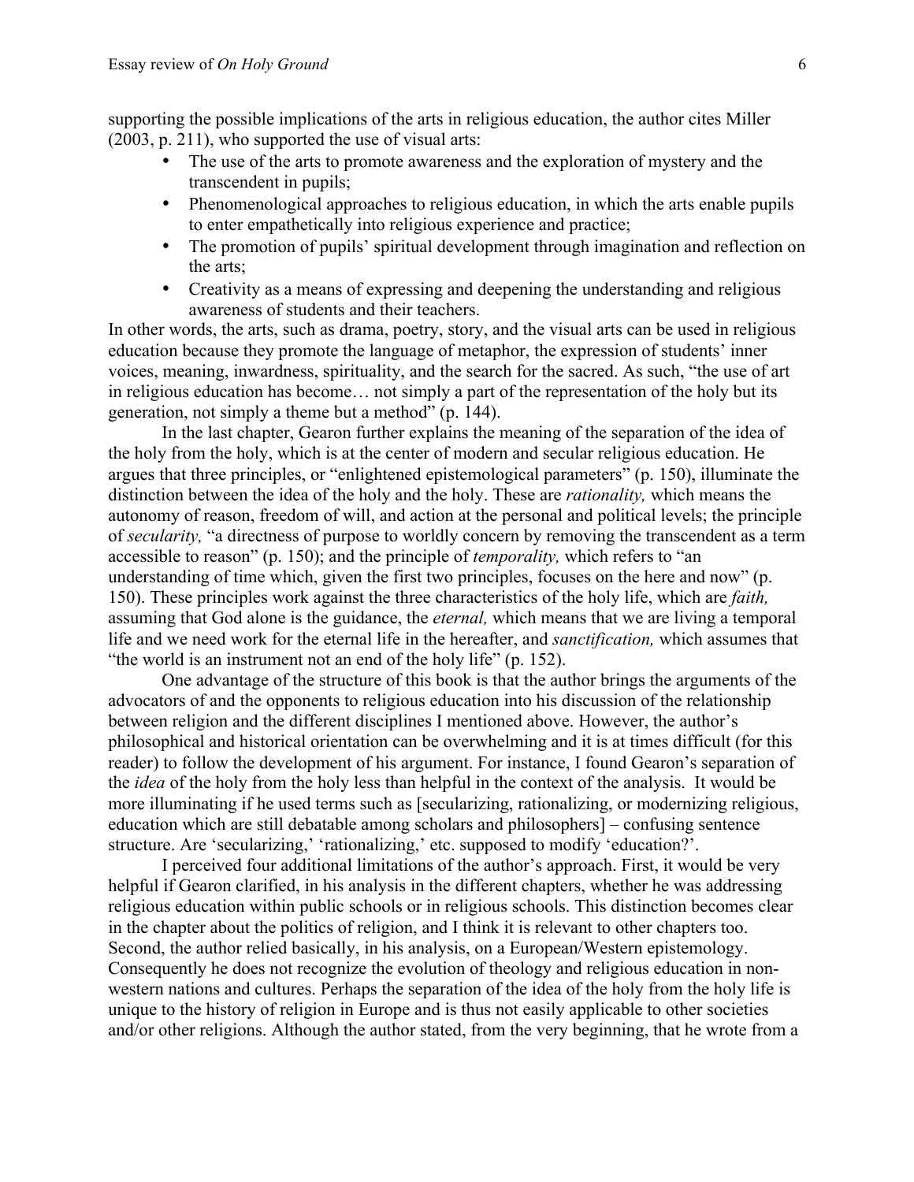supporting the possible implications of the arts in religious education, the author cites Miller (2003, p. 211), who supported the use of visual arts:

- The use of the arts to promote awareness and the exploration of mystery and the transcendent in pupils;
- Phenomenological approaches to religious education, in which the arts enable pupils to enter empathetically into religious experience and practice;
- The promotion of pupils' spiritual development through imagination and reflection on the arts;
- Creativity as a means of expressing and deepening the understanding and religious awareness of students and their teachers.

In other words, the arts, such as drama, poetry, story, and the visual arts can be used in religious education because they promote the language of metaphor, the expression of students' inner voices, meaning, inwardness, spirituality, and the search for the sacred. As such, "the use of art in religious education has become… not simply a part of the representation of the holy but its generation, not simply a theme but a method" (p. 144).

In the last chapter, Gearon further explains the meaning of the separation of the idea of the holy from the holy, which is at the center of modern and secular religious education. He argues that three principles, or "enlightened epistemological parameters" (p. 150), illuminate the distinction between the idea of the holy and the holy. These are *rationality,* which means the autonomy of reason, freedom of will, and action at the personal and political levels; the principle of *secularity,* "a directness of purpose to worldly concern by removing the transcendent as a term accessible to reason" (p. 150); and the principle of *temporality,* which refers to "an understanding of time which, given the first two principles, focuses on the here and now" (p. 150). These principles work against the three characteristics of the holy life, which are *faith,* assuming that God alone is the guidance, the *eternal,* which means that we are living a temporal life and we need work for the eternal life in the hereafter, and *sanctification,* which assumes that "the world is an instrument not an end of the holy life" (p. 152).

One advantage of the structure of this book is that the author brings the arguments of the advocators of and the opponents to religious education into his discussion of the relationship between religion and the different disciplines I mentioned above. However, the author's philosophical and historical orientation can be overwhelming and it is at times difficult (for this reader) to follow the development of his argument. For instance, I found Gearon's separation of the *idea* of the holy from the holy less than helpful in the context of the analysis. It would be more illuminating if he used terms such as [secularizing, rationalizing, or modernizing religious, education which are still debatable among scholars and philosophers] – confusing sentence structure. Are 'secularizing,' 'rationalizing,' etc. supposed to modify 'education?'.

I perceived four additional limitations of the author's approach. First, it would be very helpful if Gearon clarified, in his analysis in the different chapters, whether he was addressing religious education within public schools or in religious schools. This distinction becomes clear in the chapter about the politics of religion, and I think it is relevant to other chapters too. Second, the author relied basically, in his analysis, on a European/Western epistemology. Consequently he does not recognize the evolution of theology and religious education in non-western nations and cultures. Perhaps the separation of the idea of the holy from the holy life is unique to the history of religion in Europe and is thus not easily applicable to other societies and/or other religions. Although the author stated, from the very beginning, that he wrote from a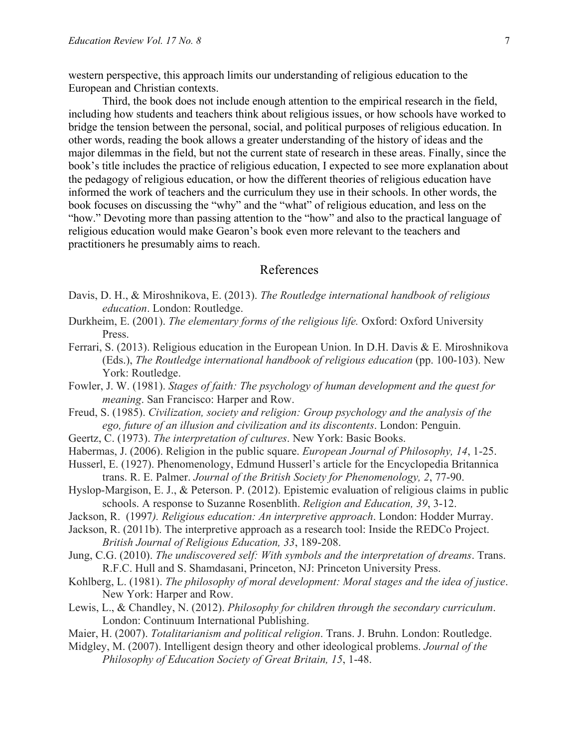western perspective, this approach limits our understanding of religious education to the European and Christian contexts.

Third, the book does not include enough attention to the empirical research in the field, including how students and teachers think about religious issues, or how schools have worked to bridge the tension between the personal, social, and political purposes of religious education. In other words, reading the book allows a greater understanding of the history of ideas and the major dilemmas in the field, but not the current state of research in these areas. Finally, since the book's title includes the practice of religious education, I expected to see more explanation about the pedagogy of religious education, or how the different theories of religious education have informed the work of teachers and the curriculum they use in their schools. In other words, the book focuses on discussing the "why" and the "what" of religious education, and less on the "how." Devoting more than passing attention to the "how" and also to the practical language of religious education would make Gearon's book even more relevant to the teachers and practitioners he presumably aims to reach.

## References

Davis, D. H., & Miroshnikova, E. (2013). *The Routledge international handbook of religious education*. London: Routledge.

Durkheim, E. (2001). *The elementary forms of the religious life.* Oxford: Oxford University Press.

Ferrari, S. (2013). Religious education in the European Union. In D.H. Davis & E. Miroshnikova (Eds.), *The Routledge international handbook of religious education* (pp. 100-103). New York: Routledge.

Fowler, J. W. (1981). *Stages of faith: The psychology of human development and the quest for meaning*. San Francisco: Harper and Row.

Freud, S. (1985). *Civilization, society and religion: Group psychology and the analysis of the ego, future of an illusion and civilization and its discontents*. London: Penguin.

Geertz, C. (1973). *The interpretation of cultures*. New York: Basic Books.

Habermas, J. (2006). Religion in the public square. *European Journal of Philosophy, 14*, 1-25.

Husserl, E. (1927). Phenomenology, Edmund Husserl's article for the Encyclopedia Britannica trans. R. E. Palmer. *Journal of the British Society for Phenomenology, 2*, 77-90.

Hyslop-Margison, E. J., & Peterson. P. (2012). Epistemic evaluation of religious claims in public schools. A response to Suzanne Rosenblith. *Religion and Education, 39*, 3-12.

Jackson, R. (1997*). Religious education: An interpretive approach*. London: Hodder Murray.

Jackson, R. (2011b). The interpretive approach as a research tool: Inside the REDCo Project. *British Journal of Religious Education, 33*, 189-208.

Jung, C.G. (2010). *The undiscovered self: With symbols and the interpretation of dreams*. Trans. R.F.C. Hull and S. Shamdasani, Princeton, NJ: Princeton University Press.

Kohlberg, L. (1981). *The philosophy of moral development: Moral stages and the idea of justice*. New York: Harper and Row.

Lewis, L., & Chandley, N. (2012). *Philosophy for children through the secondary curriculum*. London: Continuum International Publishing.

Maier, H. (2007). *Totalitarianism and political religion*. Trans. J. Bruhn. London: Routledge.

Midgley, M. (2007). Intelligent design theory and other ideological problems. *Journal of the Philosophy of Education Society of Great Britain, 15*, 1-48.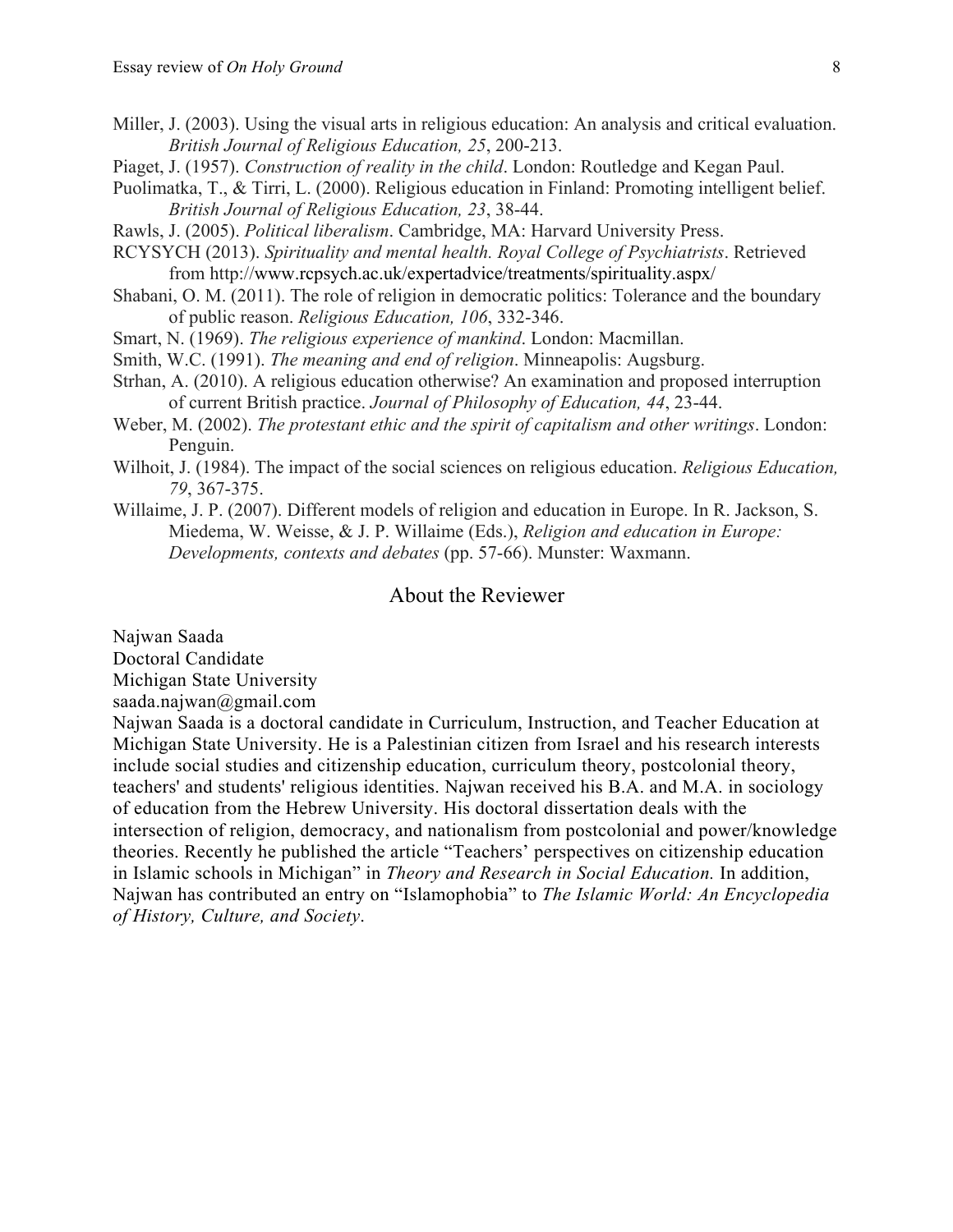Miller, J. (2003). Using the visual arts in religious education: An analysis and critical evaluation. *British Journal of Religious Education, 25*, 200-213.

Piaget, J. (1957). *Construction of reality in the child*. London: Routledge and Kegan Paul.

Puolimatka, T., & Tirri, L. (2000). Religious education in Finland: Promoting intelligent belief. *British Journal of Religious Education, 23*, 38-44.

Rawls, J. (2005). *Political liberalism*. Cambridge, MA: Harvard University Press.

RCYSYCH (2013). *Spirituality and mental health. Royal College of Psychiatrists*. Retrieved from http://www.rcpsych.ac.uk/expertadvice/treatments/spirituality.aspx/

Shabani, O. M. (2011). The role of religion in democratic politics: Tolerance and the boundary of public reason. *Religious Education, 106*, 332-346.

Smart, N. (1969). *The religious experience of mankind*. London: Macmillan.

Smith, W.C. (1991). *The meaning and end of religion*. Minneapolis: Augsburg.

Strhan, A. (2010). A religious education otherwise? An examination and proposed interruption of current British practice. *Journal of Philosophy of Education, 44*, 23-44.

Weber, M. (2002). *The protestant ethic and the spirit of capitalism and other writings*. London: Penguin.

Wilhoit, J. (1984). The impact of the social sciences on religious education. *Religious Education, 79*, 367-375.

Willaime, J. P. (2007). Different models of religion and education in Europe. In R. Jackson, S. Miedema, W. Weisse, & J. P. Willaime (Eds.), *Religion and education in Europe: Developments, contexts and debates* (pp. 57-66). Munster: Waxmann.

## About the Reviewer

Najwan Saada
Doctoral Candidate
Michigan State University
saada.najwan@gmail.com

Najwan Saada is a doctoral candidate in Curriculum, Instruction, and Teacher Education at Michigan State University. He is a Palestinian citizen from Israel and his research interests include social studies and citizenship education, curriculum theory, postcolonial theory, teachers' and students' religious identities. Najwan received his B.A. and M.A. in sociology of education from the Hebrew University. His doctoral dissertation deals with the intersection of religion, democracy, and nationalism from postcolonial and power/knowledge theories. Recently he published the article "Teachers' perspectives on citizenship education in Islamic schools in Michigan" in *Theory and Research in Social Education.* In addition, Najwan has contributed an entry on "Islamophobia" to *The Islamic World: An Encyclopedia of History, Culture, and Society*.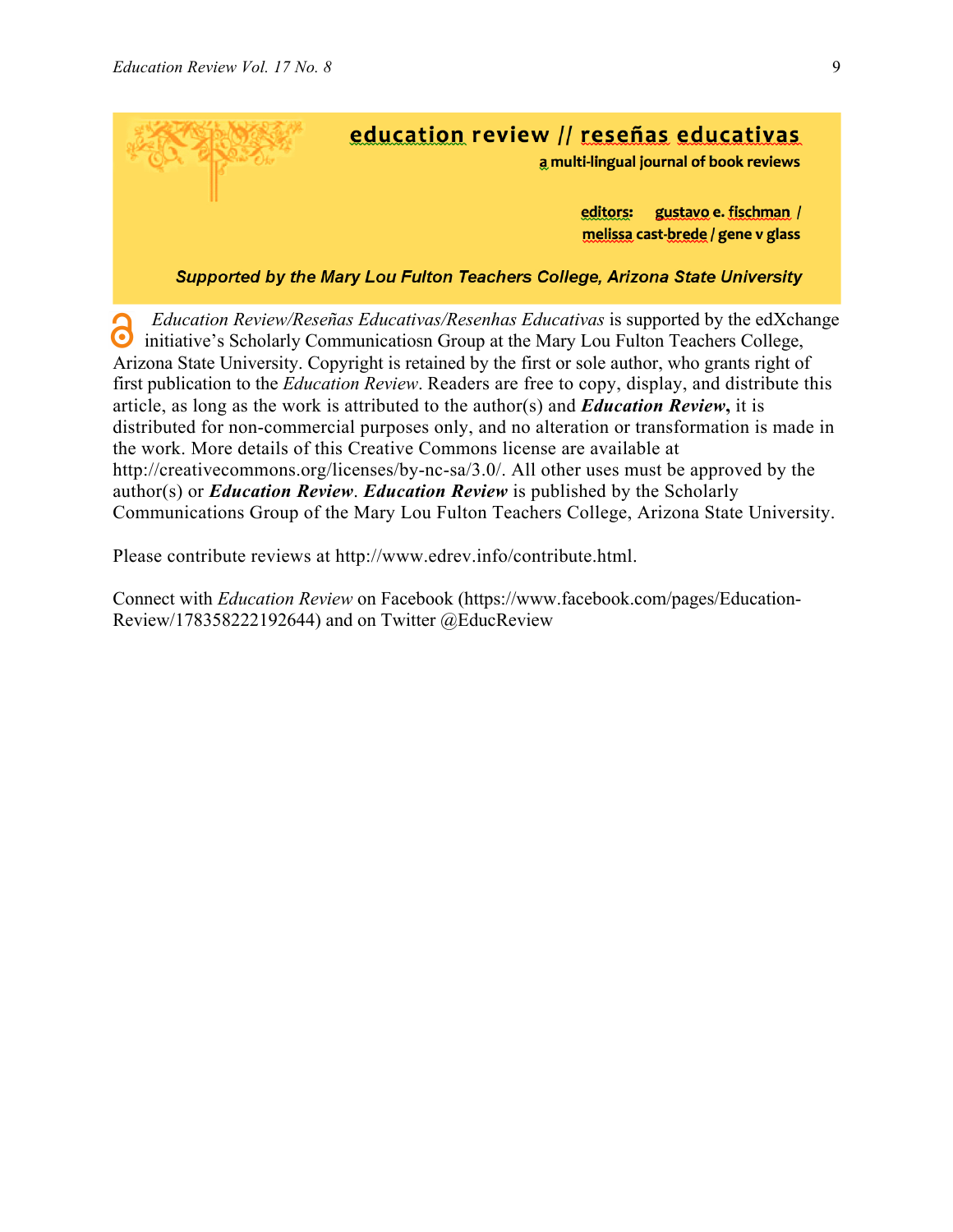**education review // reseñas educativas**

**a multi-lingual journal of book reviews**

**editors: gustavo e. fischman / melissa cast-brede / gene v glass**

***Supported by the Mary Lou Fulton Teachers College, Arizona State University***

*Education Review/Reseñas Educativas/Resenhas Educativas* is supported by the edXchange initiative's Scholarly Communicatiosn Group at the Mary Lou Fulton Teachers College, Arizona State University. Copyright is retained by the first or sole author, who grants right of first publication to the *Education Review*. Readers are free to copy, display, and distribute this article, as long as the work is attributed to the author(s) and ***Education Review,*** it is distributed for non-commercial purposes only, and no alteration or transformation is made in the work. More details of this Creative Commons license are available at http://creativecommons.org/licenses/by-nc-sa/3.0/. All other uses must be approved by the author(s) or ***Education Review***. ***Education Review*** is published by the Scholarly Communications Group of the Mary Lou Fulton Teachers College, Arizona State University.

Please contribute reviews at http://www.edrev.info/contribute.html.

Connect with *Education Review* on Facebook (https://www.facebook.com/pages/Education-Review/178358222192644) and on Twitter @EducReview